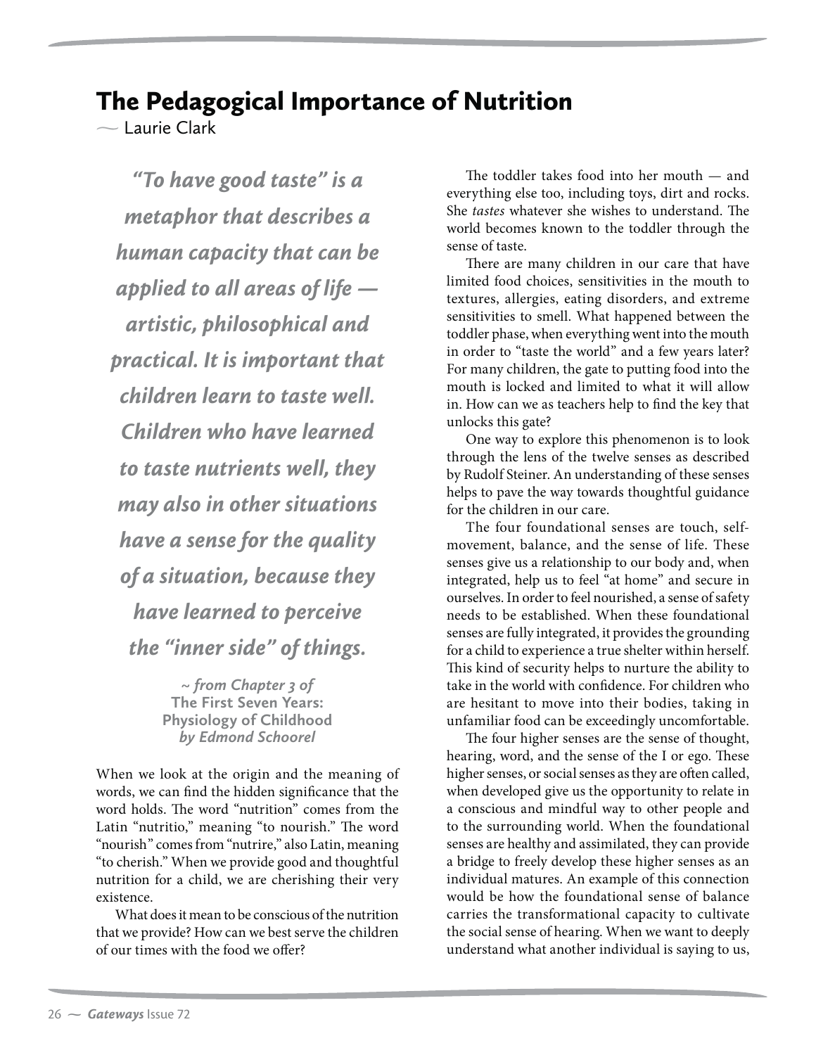# The Pedagogical Importance of Nutrition

— Laurie Clark

> ***"To have good taste" is a metaphor that describes a human capacity that can be applied to all areas of life — artistic, philosophical and practical. It is important that children learn to taste well. Children who have learned to taste nutrients well, they may also in other situations have a sense for the quality of a situation, because they have learned to perceive the "inner side" of things.***
>
> *~ from Chapter 3 of* **The First Seven Years: Physiology of Childhood** *by Edmond Schoorel*

When we look at the origin and the meaning of words, we can find the hidden significance that the word holds. The word "nutrition" comes from the Latin "nutritio," meaning "to nourish." The word "nourish" comes from "nutrire," also Latin, meaning "to cherish." When we provide good and thoughtful nutrition for a child, we are cherishing their very existence.

What does it mean to be conscious of the nutrition that we provide? How can we best serve the children of our times with the food we offer?

The toddler takes food into her mouth — and everything else too, including toys, dirt and rocks. She *tastes* whatever she wishes to understand. The world becomes known to the toddler through the sense of taste.

There are many children in our care that have limited food choices, sensitivities in the mouth to textures, allergies, eating disorders, and extreme sensitivities to smell. What happened between the toddler phase, when everything went into the mouth in order to "taste the world" and a few years later? For many children, the gate to putting food into the mouth is locked and limited to what it will allow in. How can we as teachers help to find the key that unlocks this gate?

One way to explore this phenomenon is to look through the lens of the twelve senses as described by Rudolf Steiner. An understanding of these senses helps to pave the way towards thoughtful guidance for the children in our care.

The four foundational senses are touch, self-movement, balance, and the sense of life. These senses give us a relationship to our body and, when integrated, help us to feel "at home" and secure in ourselves. In order to feel nourished, a sense of safety needs to be established. When these foundational senses are fully integrated, it provides the grounding for a child to experience a true shelter within herself. This kind of security helps to nurture the ability to take in the world with confidence. For children who are hesitant to move into their bodies, taking in unfamiliar food can be exceedingly uncomfortable.

The four higher senses are the sense of thought, hearing, word, and the sense of the I or ego. These higher senses, or social senses as they are often called, when developed give us the opportunity to relate in a conscious and mindful way to other people and to the surrounding world. When the foundational senses are healthy and assimilated, they can provide a bridge to freely develop these higher senses as an individual matures. An example of this connection would be how the foundational sense of balance carries the transformational capacity to cultivate the social sense of hearing. When we want to deeply understand what another individual is saying to us,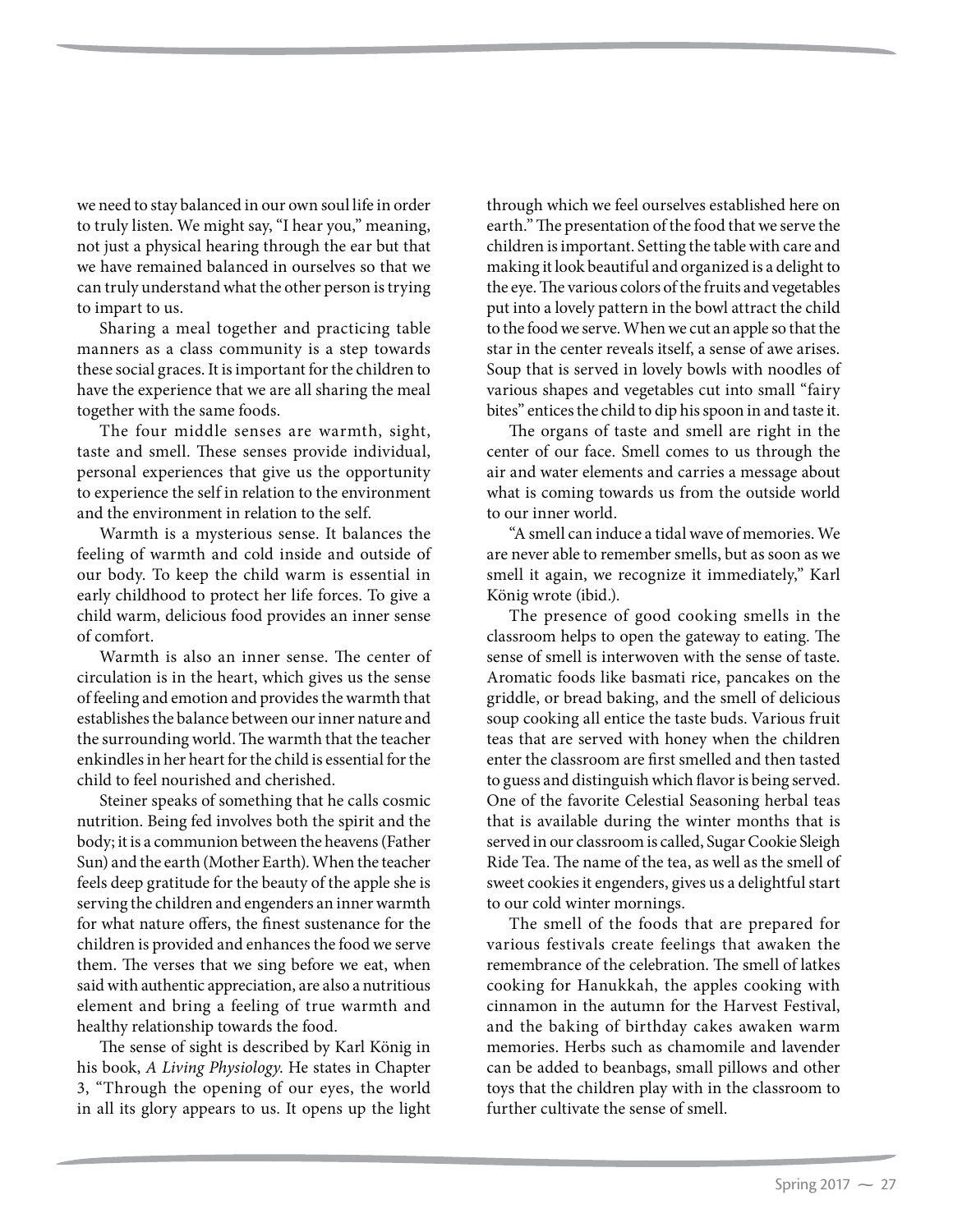we need to stay balanced in our own soul life in order to truly listen. We might say, "I hear you," meaning, not just a physical hearing through the ear but that we have remained balanced in ourselves so that we can truly understand what the other person is trying to impart to us.

Sharing a meal together and practicing table manners as a class community is a step towards these social graces. It is important for the children to have the experience that we are all sharing the meal together with the same foods.

The four middle senses are warmth, sight, taste and smell. These senses provide individual, personal experiences that give us the opportunity to experience the self in relation to the environment and the environment in relation to the self.

Warmth is a mysterious sense. It balances the feeling of warmth and cold inside and outside of our body. To keep the child warm is essential in early childhood to protect her life forces. To give a child warm, delicious food provides an inner sense of comfort.

Warmth is also an inner sense. The center of circulation is in the heart, which gives us the sense of feeling and emotion and provides the warmth that establishes the balance between our inner nature and the surrounding world. The warmth that the teacher enkindles in her heart for the child is essential for the child to feel nourished and cherished.

Steiner speaks of something that he calls cosmic nutrition. Being fed involves both the spirit and the body; it is a communion between the heavens (Father Sun) and the earth (Mother Earth). When the teacher feels deep gratitude for the beauty of the apple she is serving the children and engenders an inner warmth for what nature offers, the finest sustenance for the children is provided and enhances the food we serve them. The verses that we sing before we eat, when said with authentic appreciation, are also a nutritious element and bring a feeling of true warmth and healthy relationship towards the food.

The sense of sight is described by Karl König in his book, *A Living Physiology*. He states in Chapter 3, "Through the opening of our eyes, the world in all its glory appears to us. It opens up the light through which we feel ourselves established here on earth." The presentation of the food that we serve the children is important. Setting the table with care and making it look beautiful and organized is a delight to the eye. The various colors of the fruits and vegetables put into a lovely pattern in the bowl attract the child to the food we serve. When we cut an apple so that the star in the center reveals itself, a sense of awe arises. Soup that is served in lovely bowls with noodles of various shapes and vegetables cut into small "fairy bites" entices the child to dip his spoon in and taste it.

The organs of taste and smell are right in the center of our face. Smell comes to us through the air and water elements and carries a message about what is coming towards us from the outside world to our inner world.

"A smell can induce a tidal wave of memories. We are never able to remember smells, but as soon as we smell it again, we recognize it immediately," Karl König wrote (ibid.).

The presence of good cooking smells in the classroom helps to open the gateway to eating. The sense of smell is interwoven with the sense of taste. Aromatic foods like basmati rice, pancakes on the griddle, or bread baking, and the smell of delicious soup cooking all entice the taste buds. Various fruit teas that are served with honey when the children enter the classroom are first smelled and then tasted to guess and distinguish which flavor is being served. One of the favorite Celestial Seasoning herbal teas that is available during the winter months that is served in our classroom is called, Sugar Cookie Sleigh Ride Tea. The name of the tea, as well as the smell of sweet cookies it engenders, gives us a delightful start to our cold winter mornings.

The smell of the foods that are prepared for various festivals create feelings that awaken the remembrance of the celebration. The smell of latkes cooking for Hanukkah, the apples cooking with cinnamon in the autumn for the Harvest Festival, and the baking of birthday cakes awaken warm memories. Herbs such as chamomile and lavender can be added to beanbags, small pillows and other toys that the children play with in the classroom to further cultivate the sense of smell.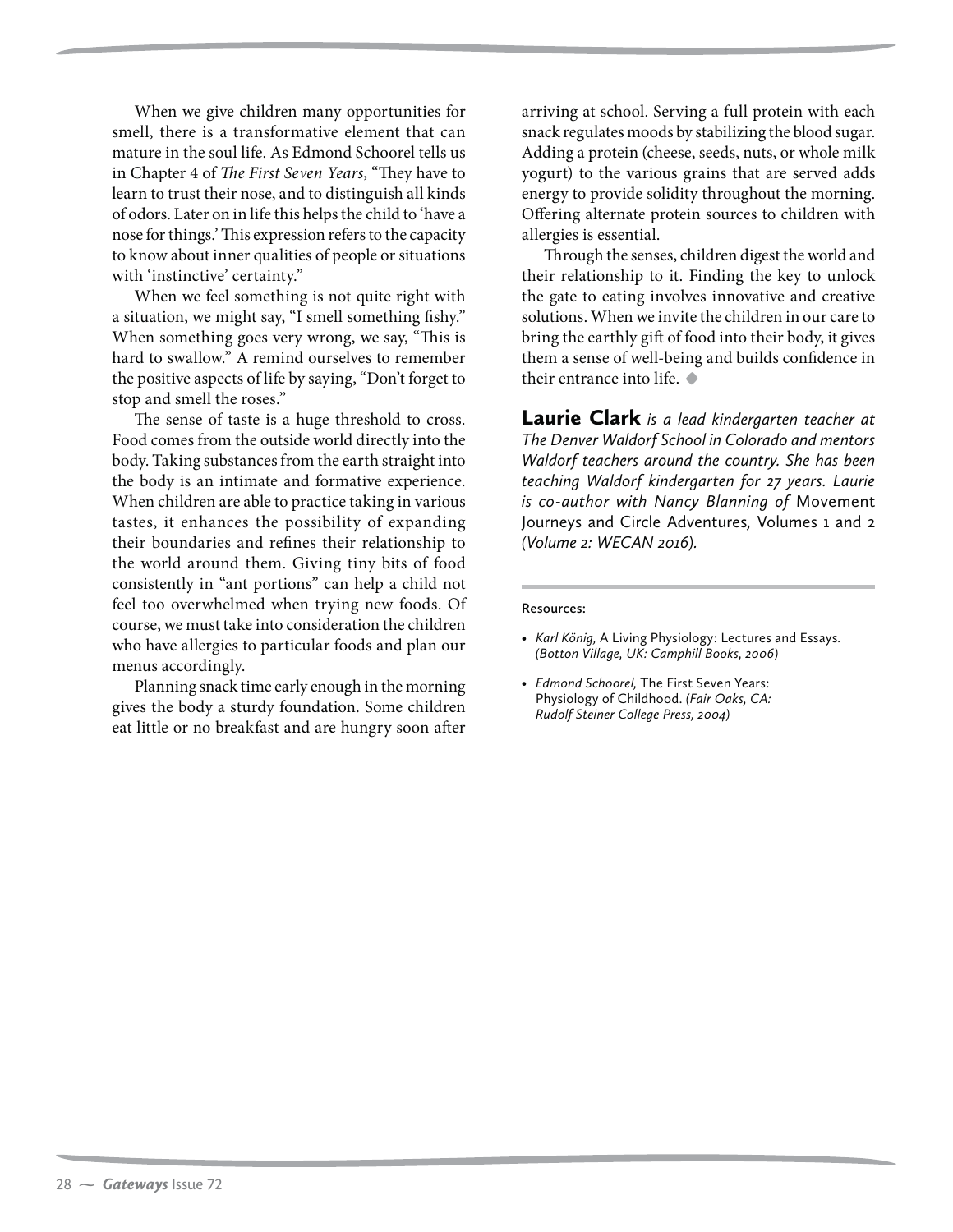When we give children many opportunities for smell, there is a transformative element that can mature in the soul life. As Edmond Schoorel tells us in Chapter 4 of *The First Seven Years*, "They have to learn to trust their nose, and to distinguish all kinds of odors. Later on in life this helps the child to 'have a nose for things.' This expression refers to the capacity to know about inner qualities of people or situations with 'instinctive' certainty."

When we feel something is not quite right with a situation, we might say, "I smell something fishy." When something goes very wrong, we say, "This is hard to swallow." A remind ourselves to remember the positive aspects of life by saying, "Don't forget to stop and smell the roses."

The sense of taste is a huge threshold to cross. Food comes from the outside world directly into the body. Taking substances from the earth straight into the body is an intimate and formative experience. When children are able to practice taking in various tastes, it enhances the possibility of expanding their boundaries and refines their relationship to the world around them. Giving tiny bits of food consistently in "ant portions" can help a child not feel too overwhelmed when trying new foods. Of course, we must take into consideration the children who have allergies to particular foods and plan our menus accordingly.

Planning snack time early enough in the morning gives the body a sturdy foundation. Some children eat little or no breakfast and are hungry soon after arriving at school. Serving a full protein with each snack regulates moods by stabilizing the blood sugar. Adding a protein (cheese, seeds, nuts, or whole milk yogurt) to the various grains that are served adds energy to provide solidity throughout the morning. Offering alternate protein sources to children with allergies is essential.

Through the senses, children digest the world and their relationship to it. Finding the key to unlock the gate to eating involves innovative and creative solutions. When we invite the children in our care to bring the earthly gift of food into their body, it gives them a sense of well-being and builds confidence in their entrance into life. ◆

**Laurie Clark** *is a lead kindergarten teacher at The Denver Waldorf School in Colorado and mentors Waldorf teachers around the country. She has been teaching Waldorf kindergarten for 27 years. Laurie is co-author with Nancy Blanning of* Movement Journeys and Circle Adventures, Volumes 1 and 2 *(Volume 2: WECAN 2016).*

Resources:

- *Karl König,* A Living Physiology: Lectures and Essays. *(Botton Village, UK: Camphill Books, 2006)*
- *Edmond Schoorel,* The First Seven Years: Physiology of Childhood. *(Fair Oaks, CA: Rudolf Steiner College Press, 2004)*